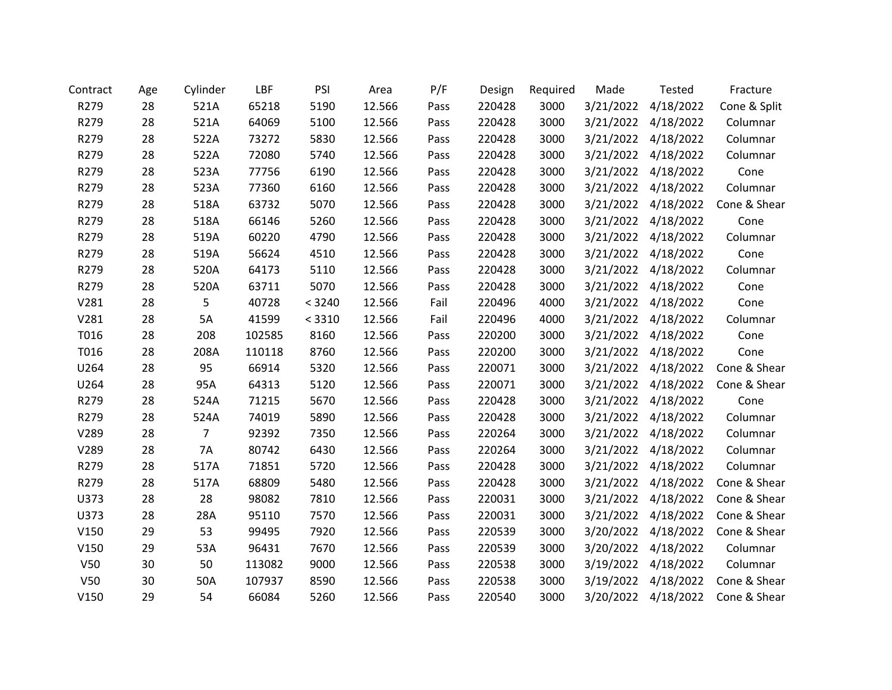| Contract | Age | Cylinder | LBF | PSI | Area | P/F | Design | Required | Made | Tested | Fracture |
|---|---|---|---|---|---|---|---|---|---|---|---|
| R279 | 28 | 521A | 65218 | 5190 | 12.566 | Pass | 220428 | 3000 | 3/21/2022 | 4/18/2022 | Cone & Split |
| R279 | 28 | 521A | 64069 | 5100 | 12.566 | Pass | 220428 | 3000 | 3/21/2022 | 4/18/2022 | Columnar |
| R279 | 28 | 522A | 73272 | 5830 | 12.566 | Pass | 220428 | 3000 | 3/21/2022 | 4/18/2022 | Columnar |
| R279 | 28 | 522A | 72080 | 5740 | 12.566 | Pass | 220428 | 3000 | 3/21/2022 | 4/18/2022 | Columnar |
| R279 | 28 | 523A | 77756 | 6190 | 12.566 | Pass | 220428 | 3000 | 3/21/2022 | 4/18/2022 | Cone |
| R279 | 28 | 523A | 77360 | 6160 | 12.566 | Pass | 220428 | 3000 | 3/21/2022 | 4/18/2022 | Columnar |
| R279 | 28 | 518A | 63732 | 5070 | 12.566 | Pass | 220428 | 3000 | 3/21/2022 | 4/18/2022 | Cone & Shear |
| R279 | 28 | 518A | 66146 | 5260 | 12.566 | Pass | 220428 | 3000 | 3/21/2022 | 4/18/2022 | Cone |
| R279 | 28 | 519A | 60220 | 4790 | 12.566 | Pass | 220428 | 3000 | 3/21/2022 | 4/18/2022 | Columnar |
| R279 | 28 | 519A | 56624 | 4510 | 12.566 | Pass | 220428 | 3000 | 3/21/2022 | 4/18/2022 | Cone |
| R279 | 28 | 520A | 64173 | 5110 | 12.566 | Pass | 220428 | 3000 | 3/21/2022 | 4/18/2022 | Columnar |
| R279 | 28 | 520A | 63711 | 5070 | 12.566 | Pass | 220428 | 3000 | 3/21/2022 | 4/18/2022 | Cone |
| V281 | 28 | 5 | 40728 | < 3240 | 12.566 | Fail | 220496 | 4000 | 3/21/2022 | 4/18/2022 | Cone |
| V281 | 28 | 5A | 41599 | < 3310 | 12.566 | Fail | 220496 | 4000 | 3/21/2022 | 4/18/2022 | Columnar |
| T016 | 28 | 208 | 102585 | 8160 | 12.566 | Pass | 220200 | 3000 | 3/21/2022 | 4/18/2022 | Cone |
| T016 | 28 | 208A | 110118 | 8760 | 12.566 | Pass | 220200 | 3000 | 3/21/2022 | 4/18/2022 | Cone |
| U264 | 28 | 95 | 66914 | 5320 | 12.566 | Pass | 220071 | 3000 | 3/21/2022 | 4/18/2022 | Cone & Shear |
| U264 | 28 | 95A | 64313 | 5120 | 12.566 | Pass | 220071 | 3000 | 3/21/2022 | 4/18/2022 | Cone & Shear |
| R279 | 28 | 524A | 71215 | 5670 | 12.566 | Pass | 220428 | 3000 | 3/21/2022 | 4/18/2022 | Cone |
| R279 | 28 | 524A | 74019 | 5890 | 12.566 | Pass | 220428 | 3000 | 3/21/2022 | 4/18/2022 | Columnar |
| V289 | 28 | 7 | 92392 | 7350 | 12.566 | Pass | 220264 | 3000 | 3/21/2022 | 4/18/2022 | Columnar |
| V289 | 28 | 7A | 80742 | 6430 | 12.566 | Pass | 220264 | 3000 | 3/21/2022 | 4/18/2022 | Columnar |
| R279 | 28 | 517A | 71851 | 5720 | 12.566 | Pass | 220428 | 3000 | 3/21/2022 | 4/18/2022 | Columnar |
| R279 | 28 | 517A | 68809 | 5480 | 12.566 | Pass | 220428 | 3000 | 3/21/2022 | 4/18/2022 | Cone & Shear |
| U373 | 28 | 28 | 98082 | 7810 | 12.566 | Pass | 220031 | 3000 | 3/21/2022 | 4/18/2022 | Cone & Shear |
| U373 | 28 | 28A | 95110 | 7570 | 12.566 | Pass | 220031 | 3000 | 3/21/2022 | 4/18/2022 | Cone & Shear |
| V150 | 29 | 53 | 99495 | 7920 | 12.566 | Pass | 220539 | 3000 | 3/20/2022 | 4/18/2022 | Cone & Shear |
| V150 | 29 | 53A | 96431 | 7670 | 12.566 | Pass | 220539 | 3000 | 3/20/2022 | 4/18/2022 | Columnar |
| V50 | 30 | 50 | 113082 | 9000 | 12.566 | Pass | 220538 | 3000 | 3/19/2022 | 4/18/2022 | Columnar |
| V50 | 30 | 50A | 107937 | 8590 | 12.566 | Pass | 220538 | 3000 | 3/19/2022 | 4/18/2022 | Cone & Shear |
| V150 | 29 | 54 | 66084 | 5260 | 12.566 | Pass | 220540 | 3000 | 3/20/2022 | 4/18/2022 | Cone & Shear |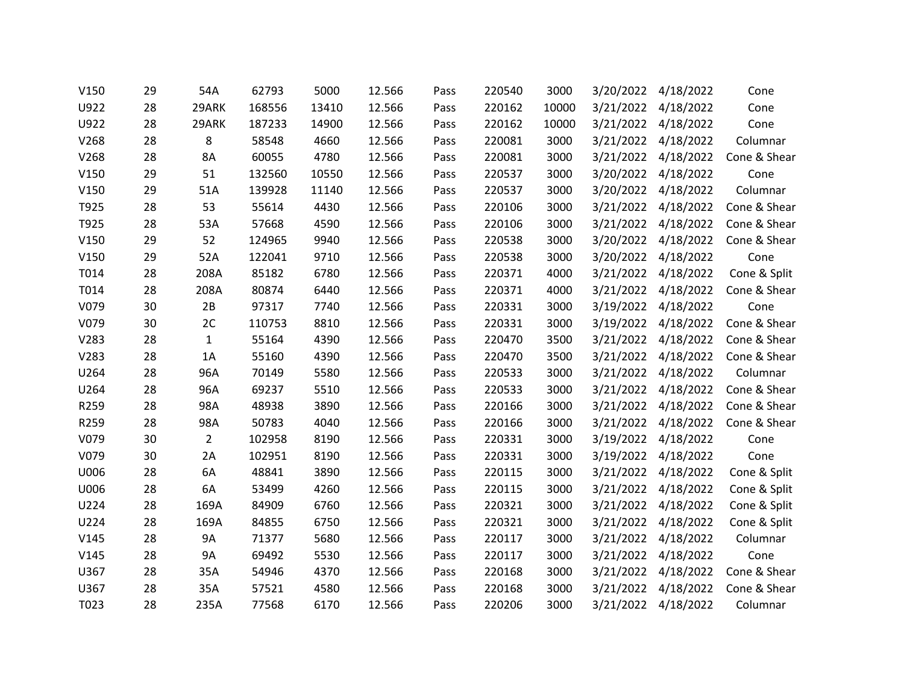| | | | | | | | | | | | |
|---|---|---|---|---|---|---|---|---|---|---|---|
| V150 | 29 | 54A | 62793 | 5000 | 12.566 | Pass | 220540 | 3000 | 3/20/2022 | 4/18/2022 | Cone |
| U922 | 28 | 29ARK | 168556 | 13410 | 12.566 | Pass | 220162 | 10000 | 3/21/2022 | 4/18/2022 | Cone |
| U922 | 28 | 29ARK | 187233 | 14900 | 12.566 | Pass | 220162 | 10000 | 3/21/2022 | 4/18/2022 | Cone |
| V268 | 28 | 8 | 58548 | 4660 | 12.566 | Pass | 220081 | 3000 | 3/21/2022 | 4/18/2022 | Columnar |
| V268 | 28 | 8A | 60055 | 4780 | 12.566 | Pass | 220081 | 3000 | 3/21/2022 | 4/18/2022 | Cone & Shear |
| V150 | 29 | 51 | 132560 | 10550 | 12.566 | Pass | 220537 | 3000 | 3/20/2022 | 4/18/2022 | Cone |
| V150 | 29 | 51A | 139928 | 11140 | 12.566 | Pass | 220537 | 3000 | 3/20/2022 | 4/18/2022 | Columnar |
| T925 | 28 | 53 | 55614 | 4430 | 12.566 | Pass | 220106 | 3000 | 3/21/2022 | 4/18/2022 | Cone & Shear |
| T925 | 28 | 53A | 57668 | 4590 | 12.566 | Pass | 220106 | 3000 | 3/21/2022 | 4/18/2022 | Cone & Shear |
| V150 | 29 | 52 | 124965 | 9940 | 12.566 | Pass | 220538 | 3000 | 3/20/2022 | 4/18/2022 | Cone & Shear |
| V150 | 29 | 52A | 122041 | 9710 | 12.566 | Pass | 220538 | 3000 | 3/20/2022 | 4/18/2022 | Cone |
| T014 | 28 | 208A | 85182 | 6780 | 12.566 | Pass | 220371 | 4000 | 3/21/2022 | 4/18/2022 | Cone & Split |
| T014 | 28 | 208A | 80874 | 6440 | 12.566 | Pass | 220371 | 4000 | 3/21/2022 | 4/18/2022 | Cone & Shear |
| V079 | 30 | 2B | 97317 | 7740 | 12.566 | Pass | 220331 | 3000 | 3/19/2022 | 4/18/2022 | Cone |
| V079 | 30 | 2C | 110753 | 8810 | 12.566 | Pass | 220331 | 3000 | 3/19/2022 | 4/18/2022 | Cone & Shear |
| V283 | 28 | 1 | 55164 | 4390 | 12.566 | Pass | 220470 | 3500 | 3/21/2022 | 4/18/2022 | Cone & Shear |
| V283 | 28 | 1A | 55160 | 4390 | 12.566 | Pass | 220470 | 3500 | 3/21/2022 | 4/18/2022 | Cone & Shear |
| U264 | 28 | 96A | 70149 | 5580 | 12.566 | Pass | 220533 | 3000 | 3/21/2022 | 4/18/2022 | Columnar |
| U264 | 28 | 96A | 69237 | 5510 | 12.566 | Pass | 220533 | 3000 | 3/21/2022 | 4/18/2022 | Cone & Shear |
| R259 | 28 | 98A | 48938 | 3890 | 12.566 | Pass | 220166 | 3000 | 3/21/2022 | 4/18/2022 | Cone & Shear |
| R259 | 28 | 98A | 50783 | 4040 | 12.566 | Pass | 220166 | 3000 | 3/21/2022 | 4/18/2022 | Cone & Shear |
| V079 | 30 | 2 | 102958 | 8190 | 12.566 | Pass | 220331 | 3000 | 3/19/2022 | 4/18/2022 | Cone |
| V079 | 30 | 2A | 102951 | 8190 | 12.566 | Pass | 220331 | 3000 | 3/19/2022 | 4/18/2022 | Cone |
| U006 | 28 | 6A | 48841 | 3890 | 12.566 | Pass | 220115 | 3000 | 3/21/2022 | 4/18/2022 | Cone & Split |
| U006 | 28 | 6A | 53499 | 4260 | 12.566 | Pass | 220115 | 3000 | 3/21/2022 | 4/18/2022 | Cone & Split |
| U224 | 28 | 169A | 84909 | 6760 | 12.566 | Pass | 220321 | 3000 | 3/21/2022 | 4/18/2022 | Cone & Split |
| U224 | 28 | 169A | 84855 | 6750 | 12.566 | Pass | 220321 | 3000 | 3/21/2022 | 4/18/2022 | Cone & Split |
| V145 | 28 | 9A | 71377 | 5680 | 12.566 | Pass | 220117 | 3000 | 3/21/2022 | 4/18/2022 | Columnar |
| V145 | 28 | 9A | 69492 | 5530 | 12.566 | Pass | 220117 | 3000 | 3/21/2022 | 4/18/2022 | Cone |
| U367 | 28 | 35A | 54946 | 4370 | 12.566 | Pass | 220168 | 3000 | 3/21/2022 | 4/18/2022 | Cone & Shear |
| U367 | 28 | 35A | 57521 | 4580 | 12.566 | Pass | 220168 | 3000 | 3/21/2022 | 4/18/2022 | Cone & Shear |
| T023 | 28 | 235A | 77568 | 6170 | 12.566 | Pass | 220206 | 3000 | 3/21/2022 | 4/18/2022 | Columnar |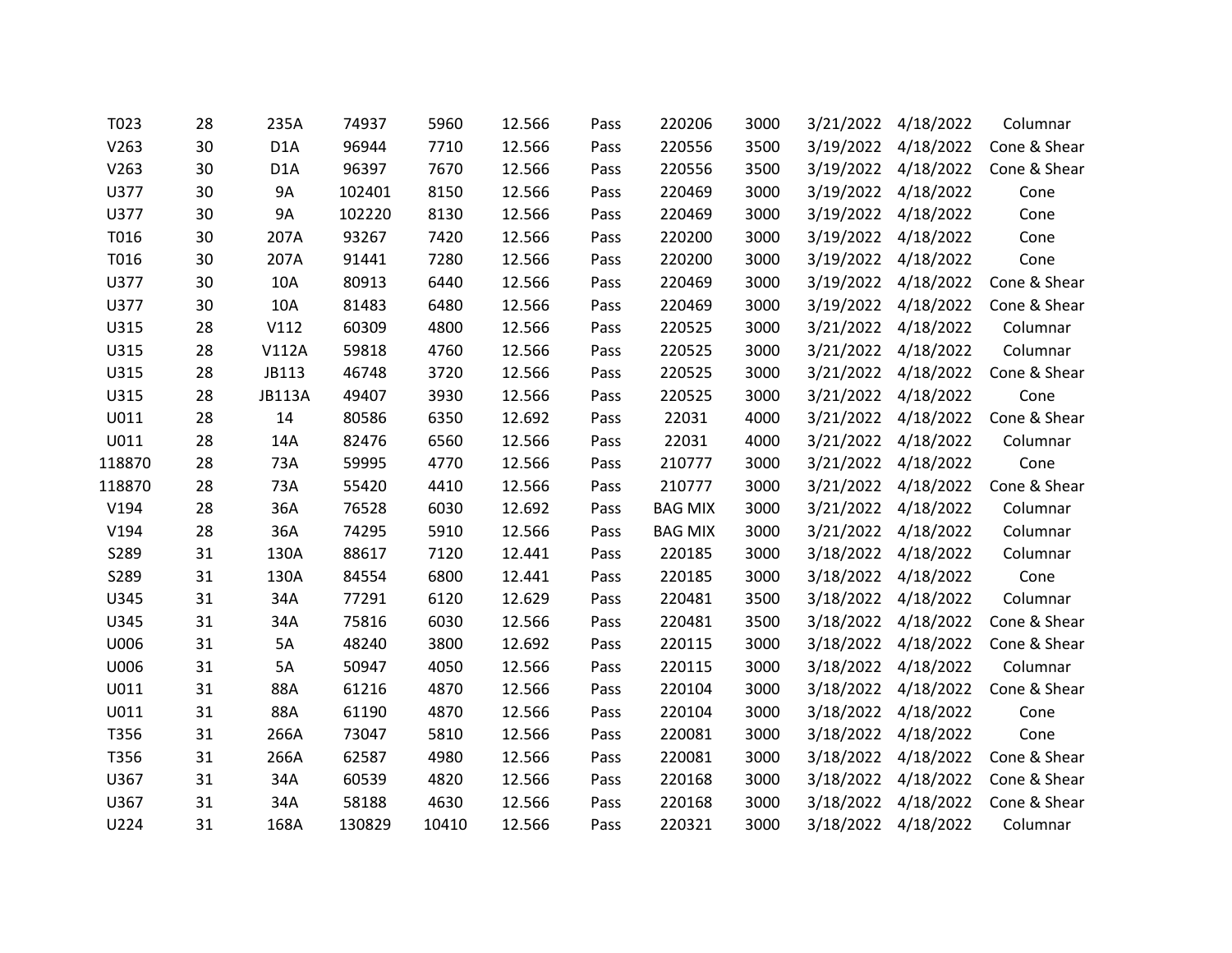| | | | | | | | | | | | |
|---|---|---|---|---|---|---|---|---|---|---|---|
| T023 | 28 | 235A | 74937 | 5960 | 12.566 | Pass | 220206 | 3000 | 3/21/2022 | 4/18/2022 | Columnar |
| V263 | 30 | D1A | 96944 | 7710 | 12.566 | Pass | 220556 | 3500 | 3/19/2022 | 4/18/2022 | Cone & Shear |
| V263 | 30 | D1A | 96397 | 7670 | 12.566 | Pass | 220556 | 3500 | 3/19/2022 | 4/18/2022 | Cone & Shear |
| U377 | 30 | 9A | 102401 | 8150 | 12.566 | Pass | 220469 | 3000 | 3/19/2022 | 4/18/2022 | Cone |
| U377 | 30 | 9A | 102220 | 8130 | 12.566 | Pass | 220469 | 3000 | 3/19/2022 | 4/18/2022 | Cone |
| T016 | 30 | 207A | 93267 | 7420 | 12.566 | Pass | 220200 | 3000 | 3/19/2022 | 4/18/2022 | Cone |
| T016 | 30 | 207A | 91441 | 7280 | 12.566 | Pass | 220200 | 3000 | 3/19/2022 | 4/18/2022 | Cone |
| U377 | 30 | 10A | 80913 | 6440 | 12.566 | Pass | 220469 | 3000 | 3/19/2022 | 4/18/2022 | Cone & Shear |
| U377 | 30 | 10A | 81483 | 6480 | 12.566 | Pass | 220469 | 3000 | 3/19/2022 | 4/18/2022 | Cone & Shear |
| U315 | 28 | V112 | 60309 | 4800 | 12.566 | Pass | 220525 | 3000 | 3/21/2022 | 4/18/2022 | Columnar |
| U315 | 28 | V112A | 59818 | 4760 | 12.566 | Pass | 220525 | 3000 | 3/21/2022 | 4/18/2022 | Columnar |
| U315 | 28 | JB113 | 46748 | 3720 | 12.566 | Pass | 220525 | 3000 | 3/21/2022 | 4/18/2022 | Cone & Shear |
| U315 | 28 | JB113A | 49407 | 3930 | 12.566 | Pass | 220525 | 3000 | 3/21/2022 | 4/18/2022 | Cone |
| U011 | 28 | 14 | 80586 | 6350 | 12.692 | Pass | 22031 | 4000 | 3/21/2022 | 4/18/2022 | Cone & Shear |
| U011 | 28 | 14A | 82476 | 6560 | 12.566 | Pass | 22031 | 4000 | 3/21/2022 | 4/18/2022 | Columnar |
| 118870 | 28 | 73A | 59995 | 4770 | 12.566 | Pass | 210777 | 3000 | 3/21/2022 | 4/18/2022 | Cone |
| 118870 | 28 | 73A | 55420 | 4410 | 12.566 | Pass | 210777 | 3000 | 3/21/2022 | 4/18/2022 | Cone & Shear |
| V194 | 28 | 36A | 76528 | 6030 | 12.692 | Pass | BAG MIX | 3000 | 3/21/2022 | 4/18/2022 | Columnar |
| V194 | 28 | 36A | 74295 | 5910 | 12.566 | Pass | BAG MIX | 3000 | 3/21/2022 | 4/18/2022 | Columnar |
| S289 | 31 | 130A | 88617 | 7120 | 12.441 | Pass | 220185 | 3000 | 3/18/2022 | 4/18/2022 | Columnar |
| S289 | 31 | 130A | 84554 | 6800 | 12.441 | Pass | 220185 | 3000 | 3/18/2022 | 4/18/2022 | Cone |
| U345 | 31 | 34A | 77291 | 6120 | 12.629 | Pass | 220481 | 3500 | 3/18/2022 | 4/18/2022 | Columnar |
| U345 | 31 | 34A | 75816 | 6030 | 12.566 | Pass | 220481 | 3500 | 3/18/2022 | 4/18/2022 | Cone & Shear |
| U006 | 31 | 5A | 48240 | 3800 | 12.692 | Pass | 220115 | 3000 | 3/18/2022 | 4/18/2022 | Cone & Shear |
| U006 | 31 | 5A | 50947 | 4050 | 12.566 | Pass | 220115 | 3000 | 3/18/2022 | 4/18/2022 | Columnar |
| U011 | 31 | 88A | 61216 | 4870 | 12.566 | Pass | 220104 | 3000 | 3/18/2022 | 4/18/2022 | Cone & Shear |
| U011 | 31 | 88A | 61190 | 4870 | 12.566 | Pass | 220104 | 3000 | 3/18/2022 | 4/18/2022 | Cone |
| T356 | 31 | 266A | 73047 | 5810 | 12.566 | Pass | 220081 | 3000 | 3/18/2022 | 4/18/2022 | Cone |
| T356 | 31 | 266A | 62587 | 4980 | 12.566 | Pass | 220081 | 3000 | 3/18/2022 | 4/18/2022 | Cone & Shear |
| U367 | 31 | 34A | 60539 | 4820 | 12.566 | Pass | 220168 | 3000 | 3/18/2022 | 4/18/2022 | Cone & Shear |
| U367 | 31 | 34A | 58188 | 4630 | 12.566 | Pass | 220168 | 3000 | 3/18/2022 | 4/18/2022 | Cone & Shear |
| U224 | 31 | 168A | 130829 | 10410 | 12.566 | Pass | 220321 | 3000 | 3/18/2022 | 4/18/2022 | Columnar |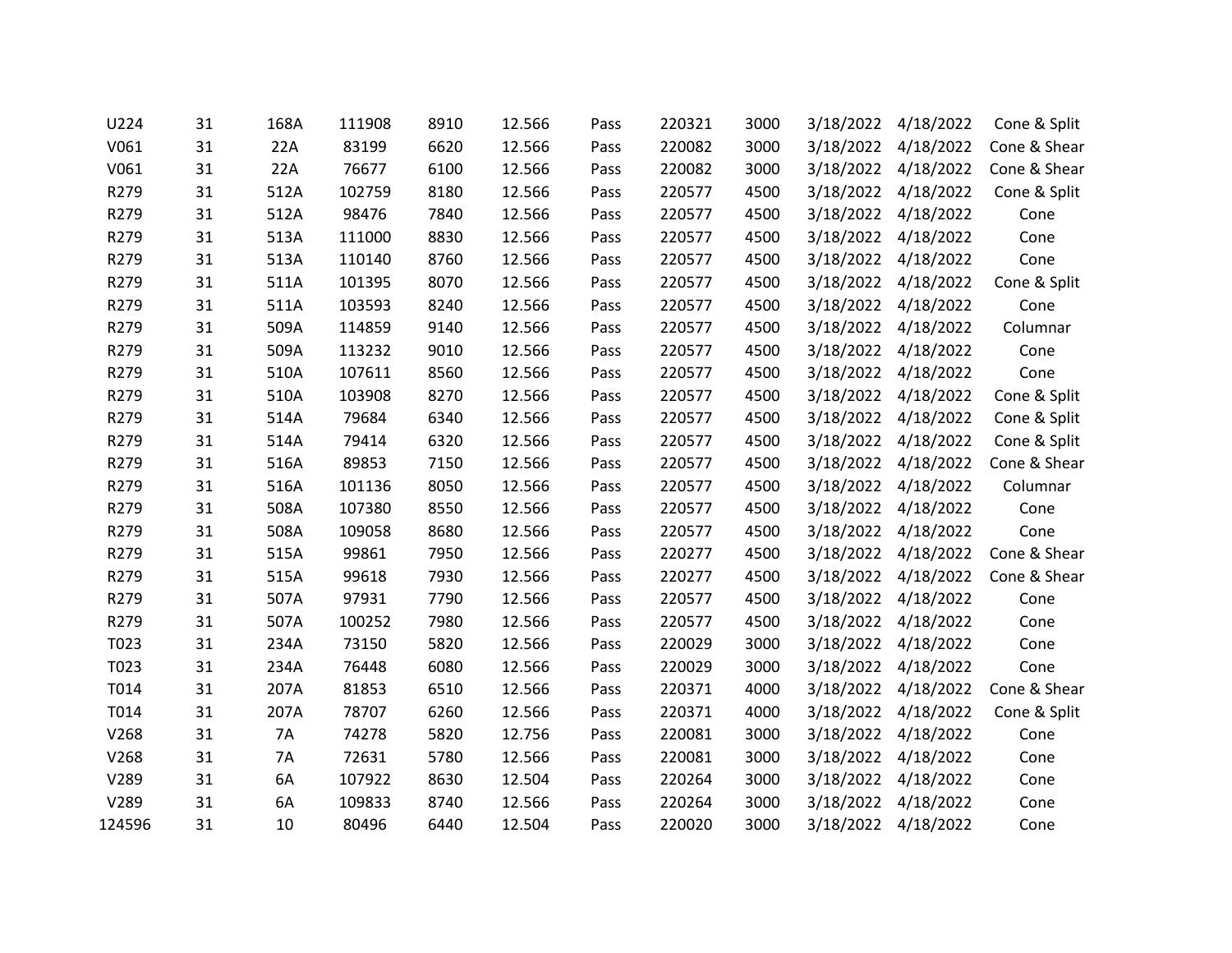| | | | | | | | | | | | |
|---|---|---|---|---|---|---|---|---|---|---|---|
| U224 | 31 | 168A | 111908 | 8910 | 12.566 | Pass | 220321 | 3000 | 3/18/2022 | 4/18/2022 | Cone & Split |
| V061 | 31 | 22A | 83199 | 6620 | 12.566 | Pass | 220082 | 3000 | 3/18/2022 | 4/18/2022 | Cone & Shear |
| V061 | 31 | 22A | 76677 | 6100 | 12.566 | Pass | 220082 | 3000 | 3/18/2022 | 4/18/2022 | Cone & Shear |
| R279 | 31 | 512A | 102759 | 8180 | 12.566 | Pass | 220577 | 4500 | 3/18/2022 | 4/18/2022 | Cone & Split |
| R279 | 31 | 512A | 98476 | 7840 | 12.566 | Pass | 220577 | 4500 | 3/18/2022 | 4/18/2022 | Cone |
| R279 | 31 | 513A | 111000 | 8830 | 12.566 | Pass | 220577 | 4500 | 3/18/2022 | 4/18/2022 | Cone |
| R279 | 31 | 513A | 110140 | 8760 | 12.566 | Pass | 220577 | 4500 | 3/18/2022 | 4/18/2022 | Cone |
| R279 | 31 | 511A | 101395 | 8070 | 12.566 | Pass | 220577 | 4500 | 3/18/2022 | 4/18/2022 | Cone & Split |
| R279 | 31 | 511A | 103593 | 8240 | 12.566 | Pass | 220577 | 4500 | 3/18/2022 | 4/18/2022 | Cone |
| R279 | 31 | 509A | 114859 | 9140 | 12.566 | Pass | 220577 | 4500 | 3/18/2022 | 4/18/2022 | Columnar |
| R279 | 31 | 509A | 113232 | 9010 | 12.566 | Pass | 220577 | 4500 | 3/18/2022 | 4/18/2022 | Cone |
| R279 | 31 | 510A | 107611 | 8560 | 12.566 | Pass | 220577 | 4500 | 3/18/2022 | 4/18/2022 | Cone |
| R279 | 31 | 510A | 103908 | 8270 | 12.566 | Pass | 220577 | 4500 | 3/18/2022 | 4/18/2022 | Cone & Split |
| R279 | 31 | 514A | 79684 | 6340 | 12.566 | Pass | 220577 | 4500 | 3/18/2022 | 4/18/2022 | Cone & Split |
| R279 | 31 | 514A | 79414 | 6320 | 12.566 | Pass | 220577 | 4500 | 3/18/2022 | 4/18/2022 | Cone & Split |
| R279 | 31 | 516A | 89853 | 7150 | 12.566 | Pass | 220577 | 4500 | 3/18/2022 | 4/18/2022 | Cone & Shear |
| R279 | 31 | 516A | 101136 | 8050 | 12.566 | Pass | 220577 | 4500 | 3/18/2022 | 4/18/2022 | Columnar |
| R279 | 31 | 508A | 107380 | 8550 | 12.566 | Pass | 220577 | 4500 | 3/18/2022 | 4/18/2022 | Cone |
| R279 | 31 | 508A | 109058 | 8680 | 12.566 | Pass | 220577 | 4500 | 3/18/2022 | 4/18/2022 | Cone |
| R279 | 31 | 515A | 99861 | 7950 | 12.566 | Pass | 220277 | 4500 | 3/18/2022 | 4/18/2022 | Cone & Shear |
| R279 | 31 | 515A | 99618 | 7930 | 12.566 | Pass | 220277 | 4500 | 3/18/2022 | 4/18/2022 | Cone & Shear |
| R279 | 31 | 507A | 97931 | 7790 | 12.566 | Pass | 220577 | 4500 | 3/18/2022 | 4/18/2022 | Cone |
| R279 | 31 | 507A | 100252 | 7980 | 12.566 | Pass | 220577 | 4500 | 3/18/2022 | 4/18/2022 | Cone |
| T023 | 31 | 234A | 73150 | 5820 | 12.566 | Pass | 220029 | 3000 | 3/18/2022 | 4/18/2022 | Cone |
| T023 | 31 | 234A | 76448 | 6080 | 12.566 | Pass | 220029 | 3000 | 3/18/2022 | 4/18/2022 | Cone |
| T014 | 31 | 207A | 81853 | 6510 | 12.566 | Pass | 220371 | 4000 | 3/18/2022 | 4/18/2022 | Cone & Shear |
| T014 | 31 | 207A | 78707 | 6260 | 12.566 | Pass | 220371 | 4000 | 3/18/2022 | 4/18/2022 | Cone & Split |
| V268 | 31 | 7A | 74278 | 5820 | 12.756 | Pass | 220081 | 3000 | 3/18/2022 | 4/18/2022 | Cone |
| V268 | 31 | 7A | 72631 | 5780 | 12.566 | Pass | 220081 | 3000 | 3/18/2022 | 4/18/2022 | Cone |
| V289 | 31 | 6A | 107922 | 8630 | 12.504 | Pass | 220264 | 3000 | 3/18/2022 | 4/18/2022 | Cone |
| V289 | 31 | 6A | 109833 | 8740 | 12.566 | Pass | 220264 | 3000 | 3/18/2022 | 4/18/2022 | Cone |
| 124596 | 31 | 10 | 80496 | 6440 | 12.504 | Pass | 220020 | 3000 | 3/18/2022 | 4/18/2022 | Cone |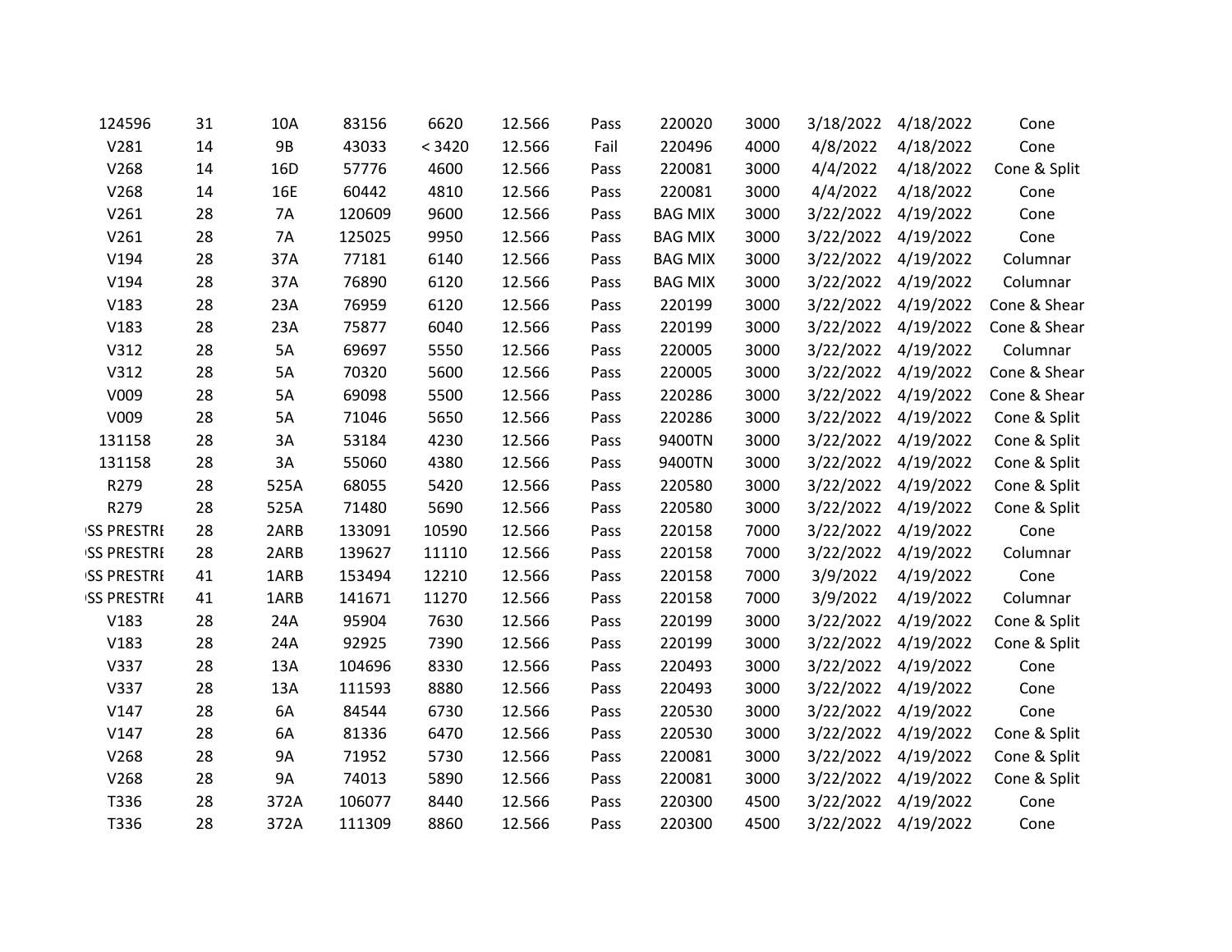| | | | | | | | | | | | |
|---|---|---|---|---|---|---|---|---|---|---|---|
| 124596 | 31 | 10A | 83156 | 6620 | 12.566 | Pass | 220020 | 3000 | 3/18/2022 | 4/18/2022 | Cone |
| V281 | 14 | 9B | 43033 | < 3420 | 12.566 | Fail | 220496 | 4000 | 4/8/2022 | 4/18/2022 | Cone |
| V268 | 14 | 16D | 57776 | 4600 | 12.566 | Pass | 220081 | 3000 | 4/4/2022 | 4/18/2022 | Cone & Split |
| V268 | 14 | 16E | 60442 | 4810 | 12.566 | Pass | 220081 | 3000 | 4/4/2022 | 4/18/2022 | Cone |
| V261 | 28 | 7A | 120609 | 9600 | 12.566 | Pass | BAG MIX | 3000 | 3/22/2022 | 4/19/2022 | Cone |
| V261 | 28 | 7A | 125025 | 9950 | 12.566 | Pass | BAG MIX | 3000 | 3/22/2022 | 4/19/2022 | Cone |
| V194 | 28 | 37A | 77181 | 6140 | 12.566 | Pass | BAG MIX | 3000 | 3/22/2022 | 4/19/2022 | Columnar |
| V194 | 28 | 37A | 76890 | 6120 | 12.566 | Pass | BAG MIX | 3000 | 3/22/2022 | 4/19/2022 | Columnar |
| V183 | 28 | 23A | 76959 | 6120 | 12.566 | Pass | 220199 | 3000 | 3/22/2022 | 4/19/2022 | Cone & Shear |
| V183 | 28 | 23A | 75877 | 6040 | 12.566 | Pass | 220199 | 3000 | 3/22/2022 | 4/19/2022 | Cone & Shear |
| V312 | 28 | 5A | 69697 | 5550 | 12.566 | Pass | 220005 | 3000 | 3/22/2022 | 4/19/2022 | Columnar |
| V312 | 28 | 5A | 70320 | 5600 | 12.566 | Pass | 220005 | 3000 | 3/22/2022 | 4/19/2022 | Cone & Shear |
| V009 | 28 | 5A | 69098 | 5500 | 12.566 | Pass | 220286 | 3000 | 3/22/2022 | 4/19/2022 | Cone & Shear |
| V009 | 28 | 5A | 71046 | 5650 | 12.566 | Pass | 220286 | 3000 | 3/22/2022 | 4/19/2022 | Cone & Split |
| 131158 | 28 | 3A | 53184 | 4230 | 12.566 | Pass | 9400TN | 3000 | 3/22/2022 | 4/19/2022 | Cone & Split |
| 131158 | 28 | 3A | 55060 | 4380 | 12.566 | Pass | 9400TN | 3000 | 3/22/2022 | 4/19/2022 | Cone & Split |
| R279 | 28 | 525A | 68055 | 5420 | 12.566 | Pass | 220580 | 3000 | 3/22/2022 | 4/19/2022 | Cone & Split |
| R279 | 28 | 525A | 71480 | 5690 | 12.566 | Pass | 220580 | 3000 | 3/22/2022 | 4/19/2022 | Cone & Split |
| SS PRESTRE | 28 | 2ARB | 133091 | 10590 | 12.566 | Pass | 220158 | 7000 | 3/22/2022 | 4/19/2022 | Cone |
| SS PRESTRE | 28 | 2ARB | 139627 | 11110 | 12.566 | Pass | 220158 | 7000 | 3/22/2022 | 4/19/2022 | Columnar |
| SS PRESTRE | 41 | 1ARB | 153494 | 12210 | 12.566 | Pass | 220158 | 7000 | 3/9/2022 | 4/19/2022 | Cone |
| SS PRESTRE | 41 | 1ARB | 141671 | 11270 | 12.566 | Pass | 220158 | 7000 | 3/9/2022 | 4/19/2022 | Columnar |
| V183 | 28 | 24A | 95904 | 7630 | 12.566 | Pass | 220199 | 3000 | 3/22/2022 | 4/19/2022 | Cone & Split |
| V183 | 28 | 24A | 92925 | 7390 | 12.566 | Pass | 220199 | 3000 | 3/22/2022 | 4/19/2022 | Cone & Split |
| V337 | 28 | 13A | 104696 | 8330 | 12.566 | Pass | 220493 | 3000 | 3/22/2022 | 4/19/2022 | Cone |
| V337 | 28 | 13A | 111593 | 8880 | 12.566 | Pass | 220493 | 3000 | 3/22/2022 | 4/19/2022 | Cone |
| V147 | 28 | 6A | 84544 | 6730 | 12.566 | Pass | 220530 | 3000 | 3/22/2022 | 4/19/2022 | Cone |
| V147 | 28 | 6A | 81336 | 6470 | 12.566 | Pass | 220530 | 3000 | 3/22/2022 | 4/19/2022 | Cone & Split |
| V268 | 28 | 9A | 71952 | 5730 | 12.566 | Pass | 220081 | 3000 | 3/22/2022 | 4/19/2022 | Cone & Split |
| V268 | 28 | 9A | 74013 | 5890 | 12.566 | Pass | 220081 | 3000 | 3/22/2022 | 4/19/2022 | Cone & Split |
| T336 | 28 | 372A | 106077 | 8440 | 12.566 | Pass | 220300 | 4500 | 3/22/2022 | 4/19/2022 | Cone |
| T336 | 28 | 372A | 111309 | 8860 | 12.566 | Pass | 220300 | 4500 | 3/22/2022 | 4/19/2022 | Cone |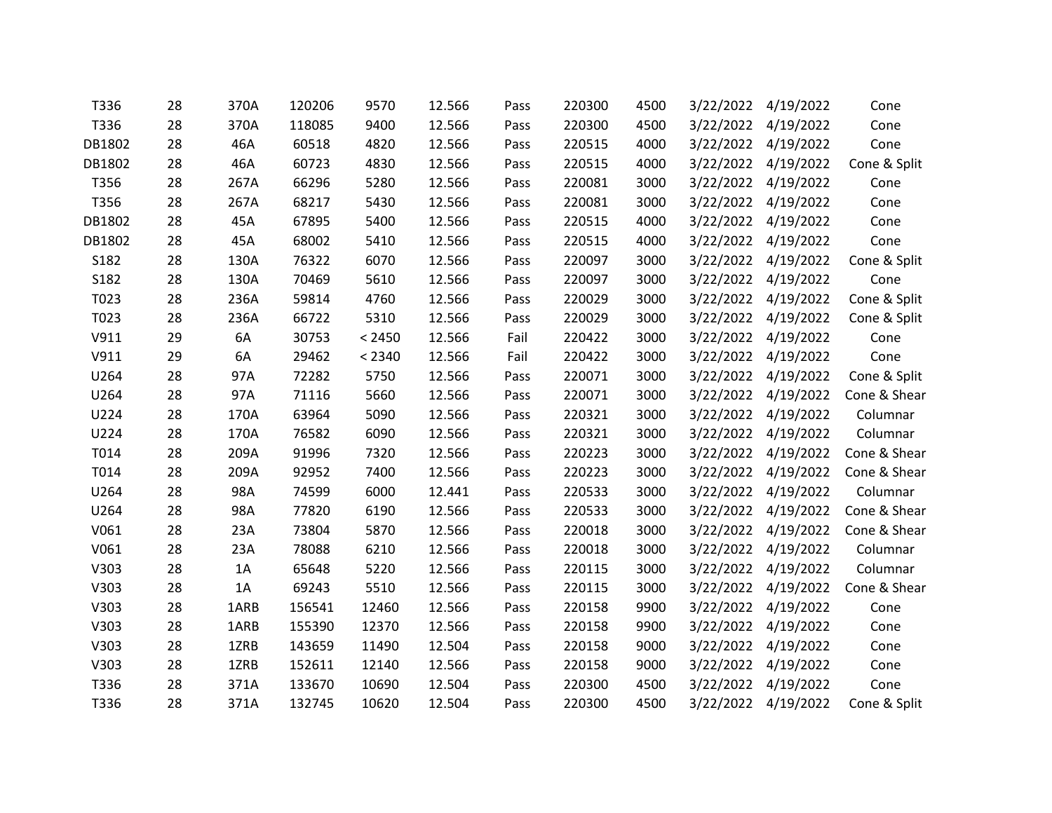| | | | | | | | | | | | |
|---|---|---|---|---|---|---|---|---|---|---|---|
| T336 | 28 | 370A | 120206 | 9570 | 12.566 | Pass | 220300 | 4500 | 3/22/2022 | 4/19/2022 | Cone |
| T336 | 28 | 370A | 118085 | 9400 | 12.566 | Pass | 220300 | 4500 | 3/22/2022 | 4/19/2022 | Cone |
| DB1802 | 28 | 46A | 60518 | 4820 | 12.566 | Pass | 220515 | 4000 | 3/22/2022 | 4/19/2022 | Cone |
| DB1802 | 28 | 46A | 60723 | 4830 | 12.566 | Pass | 220515 | 4000 | 3/22/2022 | 4/19/2022 | Cone & Split |
| T356 | 28 | 267A | 66296 | 5280 | 12.566 | Pass | 220081 | 3000 | 3/22/2022 | 4/19/2022 | Cone |
| T356 | 28 | 267A | 68217 | 5430 | 12.566 | Pass | 220081 | 3000 | 3/22/2022 | 4/19/2022 | Cone |
| DB1802 | 28 | 45A | 67895 | 5400 | 12.566 | Pass | 220515 | 4000 | 3/22/2022 | 4/19/2022 | Cone |
| DB1802 | 28 | 45A | 68002 | 5410 | 12.566 | Pass | 220515 | 4000 | 3/22/2022 | 4/19/2022 | Cone |
| S182 | 28 | 130A | 76322 | 6070 | 12.566 | Pass | 220097 | 3000 | 3/22/2022 | 4/19/2022 | Cone & Split |
| S182 | 28 | 130A | 70469 | 5610 | 12.566 | Pass | 220097 | 3000 | 3/22/2022 | 4/19/2022 | Cone |
| T023 | 28 | 236A | 59814 | 4760 | 12.566 | Pass | 220029 | 3000 | 3/22/2022 | 4/19/2022 | Cone & Split |
| T023 | 28 | 236A | 66722 | 5310 | 12.566 | Pass | 220029 | 3000 | 3/22/2022 | 4/19/2022 | Cone & Split |
| V911 | 29 | 6A | 30753 | < 2450 | 12.566 | Fail | 220422 | 3000 | 3/22/2022 | 4/19/2022 | Cone |
| V911 | 29 | 6A | 29462 | < 2340 | 12.566 | Fail | 220422 | 3000 | 3/22/2022 | 4/19/2022 | Cone |
| U264 | 28 | 97A | 72282 | 5750 | 12.566 | Pass | 220071 | 3000 | 3/22/2022 | 4/19/2022 | Cone & Split |
| U264 | 28 | 97A | 71116 | 5660 | 12.566 | Pass | 220071 | 3000 | 3/22/2022 | 4/19/2022 | Cone & Shear |
| U224 | 28 | 170A | 63964 | 5090 | 12.566 | Pass | 220321 | 3000 | 3/22/2022 | 4/19/2022 | Columnar |
| U224 | 28 | 170A | 76582 | 6090 | 12.566 | Pass | 220321 | 3000 | 3/22/2022 | 4/19/2022 | Columnar |
| T014 | 28 | 209A | 91996 | 7320 | 12.566 | Pass | 220223 | 3000 | 3/22/2022 | 4/19/2022 | Cone & Shear |
| T014 | 28 | 209A | 92952 | 7400 | 12.566 | Pass | 220223 | 3000 | 3/22/2022 | 4/19/2022 | Cone & Shear |
| U264 | 28 | 98A | 74599 | 6000 | 12.441 | Pass | 220533 | 3000 | 3/22/2022 | 4/19/2022 | Columnar |
| U264 | 28 | 98A | 77820 | 6190 | 12.566 | Pass | 220533 | 3000 | 3/22/2022 | 4/19/2022 | Cone & Shear |
| V061 | 28 | 23A | 73804 | 5870 | 12.566 | Pass | 220018 | 3000 | 3/22/2022 | 4/19/2022 | Cone & Shear |
| V061 | 28 | 23A | 78088 | 6210 | 12.566 | Pass | 220018 | 3000 | 3/22/2022 | 4/19/2022 | Columnar |
| V303 | 28 | 1A | 65648 | 5220 | 12.566 | Pass | 220115 | 3000 | 3/22/2022 | 4/19/2022 | Columnar |
| V303 | 28 | 1A | 69243 | 5510 | 12.566 | Pass | 220115 | 3000 | 3/22/2022 | 4/19/2022 | Cone & Shear |
| V303 | 28 | 1ARB | 156541 | 12460 | 12.566 | Pass | 220158 | 9900 | 3/22/2022 | 4/19/2022 | Cone |
| V303 | 28 | 1ARB | 155390 | 12370 | 12.566 | Pass | 220158 | 9900 | 3/22/2022 | 4/19/2022 | Cone |
| V303 | 28 | 1ZRB | 143659 | 11490 | 12.504 | Pass | 220158 | 9000 | 3/22/2022 | 4/19/2022 | Cone |
| V303 | 28 | 1ZRB | 152611 | 12140 | 12.566 | Pass | 220158 | 9000 | 3/22/2022 | 4/19/2022 | Cone |
| T336 | 28 | 371A | 133670 | 10690 | 12.504 | Pass | 220300 | 4500 | 3/22/2022 | 4/19/2022 | Cone |
| T336 | 28 | 371A | 132745 | 10620 | 12.504 | Pass | 220300 | 4500 | 3/22/2022 | 4/19/2022 | Cone & Split |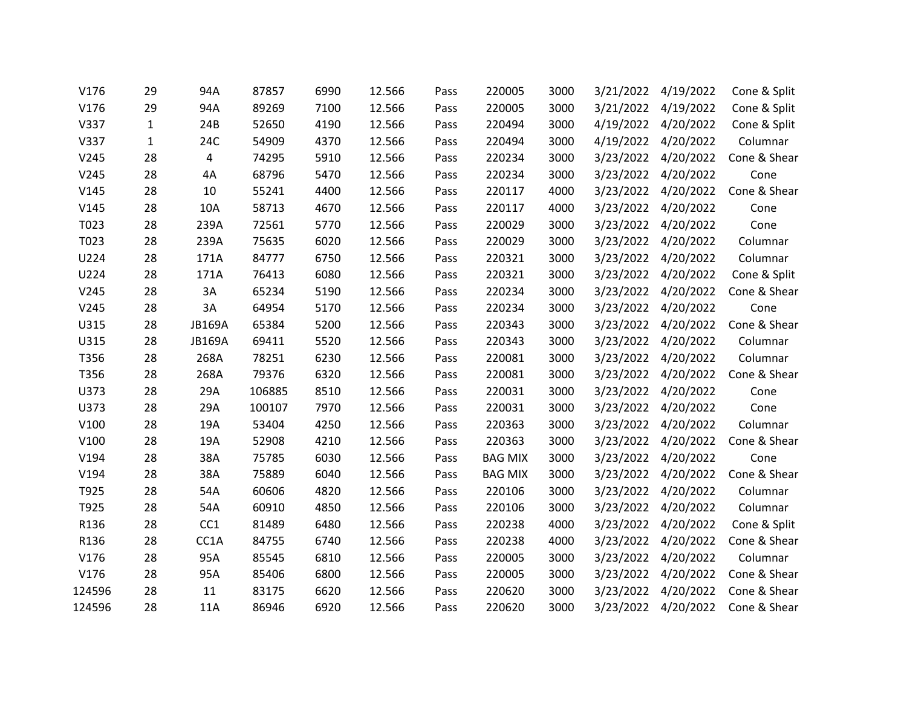| | | | | | | | | | | | |
|---|---|---|---|---|---|---|---|---|---|---|---|
| V176 | 29 | 94A | 87857 | 6990 | 12.566 | Pass | 220005 | 3000 | 3/21/2022 | 4/19/2022 | Cone & Split |
| V176 | 29 | 94A | 89269 | 7100 | 12.566 | Pass | 220005 | 3000 | 3/21/2022 | 4/19/2022 | Cone & Split |
| V337 | 1 | 24B | 52650 | 4190 | 12.566 | Pass | 220494 | 3000 | 4/19/2022 | 4/20/2022 | Cone & Split |
| V337 | 1 | 24C | 54909 | 4370 | 12.566 | Pass | 220494 | 3000 | 4/19/2022 | 4/20/2022 | Columnar |
| V245 | 28 | 4 | 74295 | 5910 | 12.566 | Pass | 220234 | 3000 | 3/23/2022 | 4/20/2022 | Cone & Shear |
| V245 | 28 | 4A | 68796 | 5470 | 12.566 | Pass | 220234 | 3000 | 3/23/2022 | 4/20/2022 | Cone |
| V145 | 28 | 10 | 55241 | 4400 | 12.566 | Pass | 220117 | 4000 | 3/23/2022 | 4/20/2022 | Cone & Shear |
| V145 | 28 | 10A | 58713 | 4670 | 12.566 | Pass | 220117 | 4000 | 3/23/2022 | 4/20/2022 | Cone |
| T023 | 28 | 239A | 72561 | 5770 | 12.566 | Pass | 220029 | 3000 | 3/23/2022 | 4/20/2022 | Cone |
| T023 | 28 | 239A | 75635 | 6020 | 12.566 | Pass | 220029 | 3000 | 3/23/2022 | 4/20/2022 | Columnar |
| U224 | 28 | 171A | 84777 | 6750 | 12.566 | Pass | 220321 | 3000 | 3/23/2022 | 4/20/2022 | Columnar |
| U224 | 28 | 171A | 76413 | 6080 | 12.566 | Pass | 220321 | 3000 | 3/23/2022 | 4/20/2022 | Cone & Split |
| V245 | 28 | 3A | 65234 | 5190 | 12.566 | Pass | 220234 | 3000 | 3/23/2022 | 4/20/2022 | Cone & Shear |
| V245 | 28 | 3A | 64954 | 5170 | 12.566 | Pass | 220234 | 3000 | 3/23/2022 | 4/20/2022 | Cone |
| U315 | 28 | JB169A | 65384 | 5200 | 12.566 | Pass | 220343 | 3000 | 3/23/2022 | 4/20/2022 | Cone & Shear |
| U315 | 28 | JB169A | 69411 | 5520 | 12.566 | Pass | 220343 | 3000 | 3/23/2022 | 4/20/2022 | Columnar |
| T356 | 28 | 268A | 78251 | 6230 | 12.566 | Pass | 220081 | 3000 | 3/23/2022 | 4/20/2022 | Columnar |
| T356 | 28 | 268A | 79376 | 6320 | 12.566 | Pass | 220081 | 3000 | 3/23/2022 | 4/20/2022 | Cone & Shear |
| U373 | 28 | 29A | 106885 | 8510 | 12.566 | Pass | 220031 | 3000 | 3/23/2022 | 4/20/2022 | Cone |
| U373 | 28 | 29A | 100107 | 7970 | 12.566 | Pass | 220031 | 3000 | 3/23/2022 | 4/20/2022 | Cone |
| V100 | 28 | 19A | 53404 | 4250 | 12.566 | Pass | 220363 | 3000 | 3/23/2022 | 4/20/2022 | Columnar |
| V100 | 28 | 19A | 52908 | 4210 | 12.566 | Pass | 220363 | 3000 | 3/23/2022 | 4/20/2022 | Cone & Shear |
| V194 | 28 | 38A | 75785 | 6030 | 12.566 | Pass | BAG MIX | 3000 | 3/23/2022 | 4/20/2022 | Cone |
| V194 | 28 | 38A | 75889 | 6040 | 12.566 | Pass | BAG MIX | 3000 | 3/23/2022 | 4/20/2022 | Cone & Shear |
| T925 | 28 | 54A | 60606 | 4820 | 12.566 | Pass | 220106 | 3000 | 3/23/2022 | 4/20/2022 | Columnar |
| T925 | 28 | 54A | 60910 | 4850 | 12.566 | Pass | 220106 | 3000 | 3/23/2022 | 4/20/2022 | Columnar |
| R136 | 28 | CC1 | 81489 | 6480 | 12.566 | Pass | 220238 | 4000 | 3/23/2022 | 4/20/2022 | Cone & Split |
| R136 | 28 | CC1A | 84755 | 6740 | 12.566 | Pass | 220238 | 4000 | 3/23/2022 | 4/20/2022 | Cone & Shear |
| V176 | 28 | 95A | 85545 | 6810 | 12.566 | Pass | 220005 | 3000 | 3/23/2022 | 4/20/2022 | Columnar |
| V176 | 28 | 95A | 85406 | 6800 | 12.566 | Pass | 220005 | 3000 | 3/23/2022 | 4/20/2022 | Cone & Shear |
| 124596 | 28 | 11 | 83175 | 6620 | 12.566 | Pass | 220620 | 3000 | 3/23/2022 | 4/20/2022 | Cone & Shear |
| 124596 | 28 | 11A | 86946 | 6920 | 12.566 | Pass | 220620 | 3000 | 3/23/2022 | 4/20/2022 | Cone & Shear |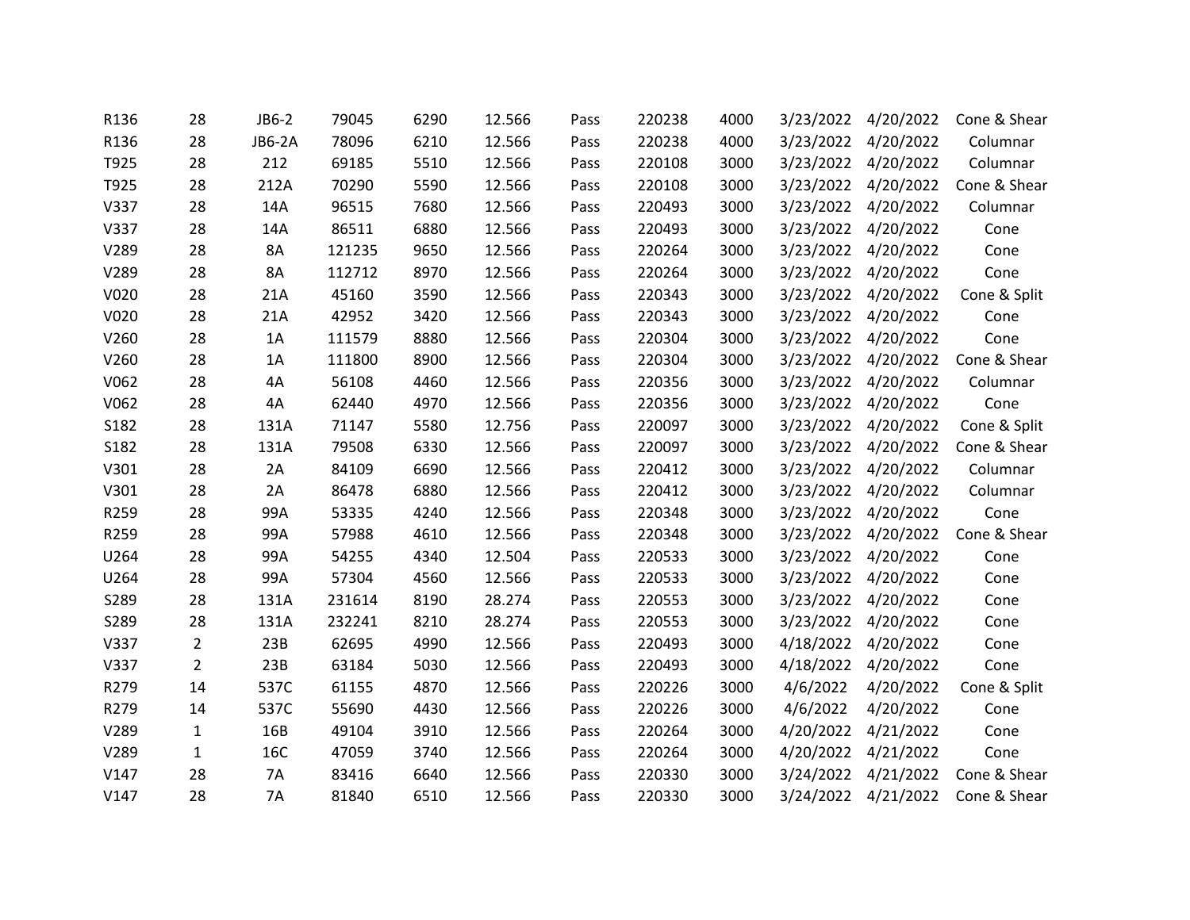| | | | | | | | | | | | |
|---|---|---|---|---|---|---|---|---|---|---|---|
| R136 | 28 | JB6-2 | 79045 | 6290 | 12.566 | Pass | 220238 | 4000 | 3/23/2022 | 4/20/2022 | Cone & Shear |
| R136 | 28 | JB6-2A | 78096 | 6210 | 12.566 | Pass | 220238 | 4000 | 3/23/2022 | 4/20/2022 | Columnar |
| T925 | 28 | 212 | 69185 | 5510 | 12.566 | Pass | 220108 | 3000 | 3/23/2022 | 4/20/2022 | Columnar |
| T925 | 28 | 212A | 70290 | 5590 | 12.566 | Pass | 220108 | 3000 | 3/23/2022 | 4/20/2022 | Cone & Shear |
| V337 | 28 | 14A | 96515 | 7680 | 12.566 | Pass | 220493 | 3000 | 3/23/2022 | 4/20/2022 | Columnar |
| V337 | 28 | 14A | 86511 | 6880 | 12.566 | Pass | 220493 | 3000 | 3/23/2022 | 4/20/2022 | Cone |
| V289 | 28 | 8A | 121235 | 9650 | 12.566 | Pass | 220264 | 3000 | 3/23/2022 | 4/20/2022 | Cone |
| V289 | 28 | 8A | 112712 | 8970 | 12.566 | Pass | 220264 | 3000 | 3/23/2022 | 4/20/2022 | Cone |
| V020 | 28 | 21A | 45160 | 3590 | 12.566 | Pass | 220343 | 3000 | 3/23/2022 | 4/20/2022 | Cone & Split |
| V020 | 28 | 21A | 42952 | 3420 | 12.566 | Pass | 220343 | 3000 | 3/23/2022 | 4/20/2022 | Cone |
| V260 | 28 | 1A | 111579 | 8880 | 12.566 | Pass | 220304 | 3000 | 3/23/2022 | 4/20/2022 | Cone |
| V260 | 28 | 1A | 111800 | 8900 | 12.566 | Pass | 220304 | 3000 | 3/23/2022 | 4/20/2022 | Cone & Shear |
| V062 | 28 | 4A | 56108 | 4460 | 12.566 | Pass | 220356 | 3000 | 3/23/2022 | 4/20/2022 | Columnar |
| V062 | 28 | 4A | 62440 | 4970 | 12.566 | Pass | 220356 | 3000 | 3/23/2022 | 4/20/2022 | Cone |
| S182 | 28 | 131A | 71147 | 5580 | 12.756 | Pass | 220097 | 3000 | 3/23/2022 | 4/20/2022 | Cone & Split |
| S182 | 28 | 131A | 79508 | 6330 | 12.566 | Pass | 220097 | 3000 | 3/23/2022 | 4/20/2022 | Cone & Shear |
| V301 | 28 | 2A | 84109 | 6690 | 12.566 | Pass | 220412 | 3000 | 3/23/2022 | 4/20/2022 | Columnar |
| V301 | 28 | 2A | 86478 | 6880 | 12.566 | Pass | 220412 | 3000 | 3/23/2022 | 4/20/2022 | Columnar |
| R259 | 28 | 99A | 53335 | 4240 | 12.566 | Pass | 220348 | 3000 | 3/23/2022 | 4/20/2022 | Cone |
| R259 | 28 | 99A | 57988 | 4610 | 12.566 | Pass | 220348 | 3000 | 3/23/2022 | 4/20/2022 | Cone & Shear |
| U264 | 28 | 99A | 54255 | 4340 | 12.504 | Pass | 220533 | 3000 | 3/23/2022 | 4/20/2022 | Cone |
| U264 | 28 | 99A | 57304 | 4560 | 12.566 | Pass | 220533 | 3000 | 3/23/2022 | 4/20/2022 | Cone |
| S289 | 28 | 131A | 231614 | 8190 | 28.274 | Pass | 220553 | 3000 | 3/23/2022 | 4/20/2022 | Cone |
| S289 | 28 | 131A | 232241 | 8210 | 28.274 | Pass | 220553 | 3000 | 3/23/2022 | 4/20/2022 | Cone |
| V337 | 2 | 23B | 62695 | 4990 | 12.566 | Pass | 220493 | 3000 | 4/18/2022 | 4/20/2022 | Cone |
| V337 | 2 | 23B | 63184 | 5030 | 12.566 | Pass | 220493 | 3000 | 4/18/2022 | 4/20/2022 | Cone |
| R279 | 14 | 537C | 61155 | 4870 | 12.566 | Pass | 220226 | 3000 | 4/6/2022 | 4/20/2022 | Cone & Split |
| R279 | 14 | 537C | 55690 | 4430 | 12.566 | Pass | 220226 | 3000 | 4/6/2022 | 4/20/2022 | Cone |
| V289 | 1 | 16B | 49104 | 3910 | 12.566 | Pass | 220264 | 3000 | 4/20/2022 | 4/21/2022 | Cone |
| V289 | 1 | 16C | 47059 | 3740 | 12.566 | Pass | 220264 | 3000 | 4/20/2022 | 4/21/2022 | Cone |
| V147 | 28 | 7A | 83416 | 6640 | 12.566 | Pass | 220330 | 3000 | 3/24/2022 | 4/21/2022 | Cone & Shear |
| V147 | 28 | 7A | 81840 | 6510 | 12.566 | Pass | 220330 | 3000 | 3/24/2022 | 4/21/2022 | Cone & Shear |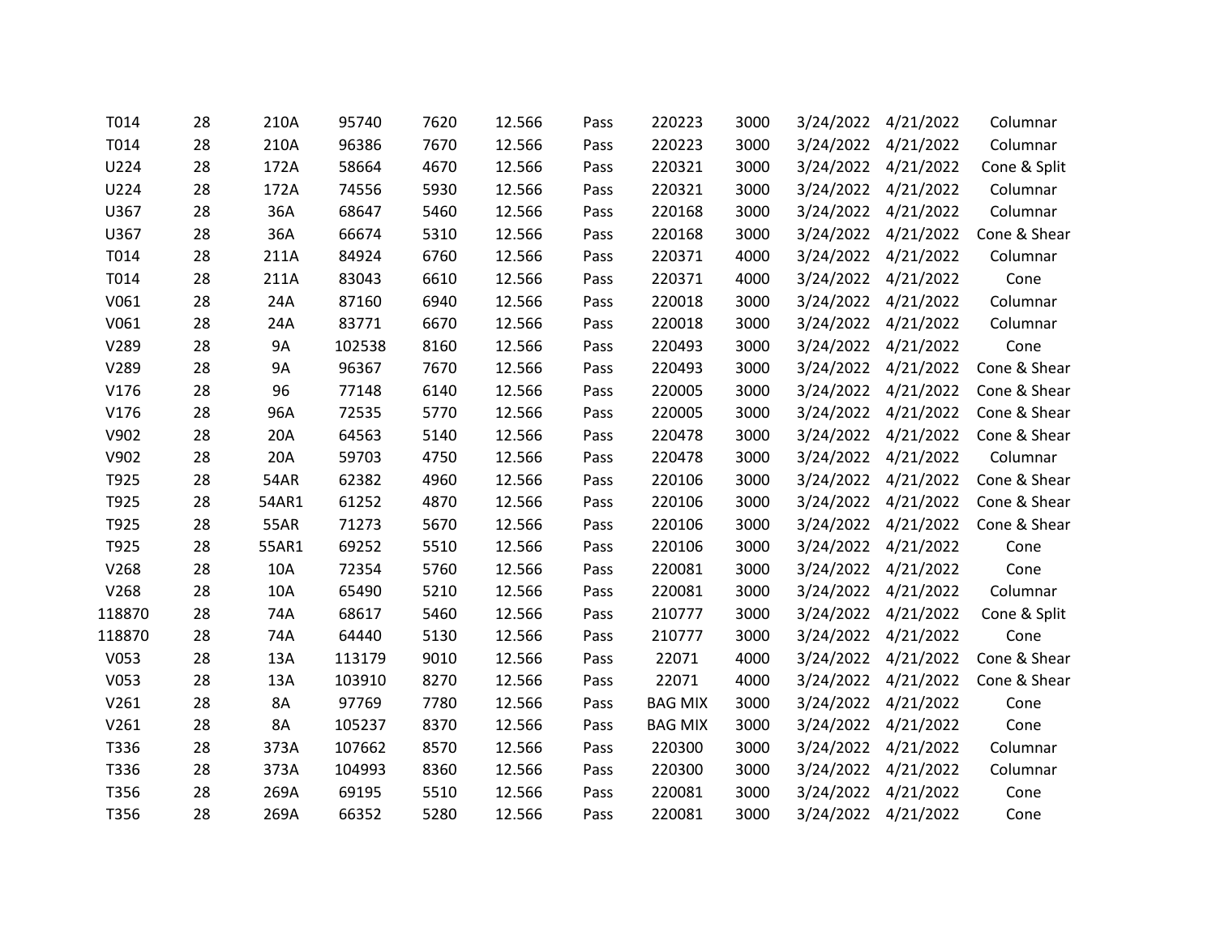| | | | | | | | | | | | |
|---|---|---|---|---|---|---|---|---|---|---|---|
| T014 | 28 | 210A | 95740 | 7620 | 12.566 | Pass | 220223 | 3000 | 3/24/2022 | 4/21/2022 | Columnar |
| T014 | 28 | 210A | 96386 | 7670 | 12.566 | Pass | 220223 | 3000 | 3/24/2022 | 4/21/2022 | Columnar |
| U224 | 28 | 172A | 58664 | 4670 | 12.566 | Pass | 220321 | 3000 | 3/24/2022 | 4/21/2022 | Cone & Split |
| U224 | 28 | 172A | 74556 | 5930 | 12.566 | Pass | 220321 | 3000 | 3/24/2022 | 4/21/2022 | Columnar |
| U367 | 28 | 36A | 68647 | 5460 | 12.566 | Pass | 220168 | 3000 | 3/24/2022 | 4/21/2022 | Columnar |
| U367 | 28 | 36A | 66674 | 5310 | 12.566 | Pass | 220168 | 3000 | 3/24/2022 | 4/21/2022 | Cone & Shear |
| T014 | 28 | 211A | 84924 | 6760 | 12.566 | Pass | 220371 | 4000 | 3/24/2022 | 4/21/2022 | Columnar |
| T014 | 28 | 211A | 83043 | 6610 | 12.566 | Pass | 220371 | 4000 | 3/24/2022 | 4/21/2022 | Cone |
| V061 | 28 | 24A | 87160 | 6940 | 12.566 | Pass | 220018 | 3000 | 3/24/2022 | 4/21/2022 | Columnar |
| V061 | 28 | 24A | 83771 | 6670 | 12.566 | Pass | 220018 | 3000 | 3/24/2022 | 4/21/2022 | Columnar |
| V289 | 28 | 9A | 102538 | 8160 | 12.566 | Pass | 220493 | 3000 | 3/24/2022 | 4/21/2022 | Cone |
| V289 | 28 | 9A | 96367 | 7670 | 12.566 | Pass | 220493 | 3000 | 3/24/2022 | 4/21/2022 | Cone & Shear |
| V176 | 28 | 96 | 77148 | 6140 | 12.566 | Pass | 220005 | 3000 | 3/24/2022 | 4/21/2022 | Cone & Shear |
| V176 | 28 | 96A | 72535 | 5770 | 12.566 | Pass | 220005 | 3000 | 3/24/2022 | 4/21/2022 | Cone & Shear |
| V902 | 28 | 20A | 64563 | 5140 | 12.566 | Pass | 220478 | 3000 | 3/24/2022 | 4/21/2022 | Cone & Shear |
| V902 | 28 | 20A | 59703 | 4750 | 12.566 | Pass | 220478 | 3000 | 3/24/2022 | 4/21/2022 | Columnar |
| T925 | 28 | 54AR | 62382 | 4960 | 12.566 | Pass | 220106 | 3000 | 3/24/2022 | 4/21/2022 | Cone & Shear |
| T925 | 28 | 54AR1 | 61252 | 4870 | 12.566 | Pass | 220106 | 3000 | 3/24/2022 | 4/21/2022 | Cone & Shear |
| T925 | 28 | 55AR | 71273 | 5670 | 12.566 | Pass | 220106 | 3000 | 3/24/2022 | 4/21/2022 | Cone & Shear |
| T925 | 28 | 55AR1 | 69252 | 5510 | 12.566 | Pass | 220106 | 3000 | 3/24/2022 | 4/21/2022 | Cone |
| V268 | 28 | 10A | 72354 | 5760 | 12.566 | Pass | 220081 | 3000 | 3/24/2022 | 4/21/2022 | Cone |
| V268 | 28 | 10A | 65490 | 5210 | 12.566 | Pass | 220081 | 3000 | 3/24/2022 | 4/21/2022 | Columnar |
| 118870 | 28 | 74A | 68617 | 5460 | 12.566 | Pass | 210777 | 3000 | 3/24/2022 | 4/21/2022 | Cone & Split |
| 118870 | 28 | 74A | 64440 | 5130 | 12.566 | Pass | 210777 | 3000 | 3/24/2022 | 4/21/2022 | Cone |
| V053 | 28 | 13A | 113179 | 9010 | 12.566 | Pass | 22071 | 4000 | 3/24/2022 | 4/21/2022 | Cone & Shear |
| V053 | 28 | 13A | 103910 | 8270 | 12.566 | Pass | 22071 | 4000 | 3/24/2022 | 4/21/2022 | Cone & Shear |
| V261 | 28 | 8A | 97769 | 7780 | 12.566 | Pass | BAG MIX | 3000 | 3/24/2022 | 4/21/2022 | Cone |
| V261 | 28 | 8A | 105237 | 8370 | 12.566 | Pass | BAG MIX | 3000 | 3/24/2022 | 4/21/2022 | Cone |
| T336 | 28 | 373A | 107662 | 8570 | 12.566 | Pass | 220300 | 3000 | 3/24/2022 | 4/21/2022 | Columnar |
| T336 | 28 | 373A | 104993 | 8360 | 12.566 | Pass | 220300 | 3000 | 3/24/2022 | 4/21/2022 | Columnar |
| T356 | 28 | 269A | 69195 | 5510 | 12.566 | Pass | 220081 | 3000 | 3/24/2022 | 4/21/2022 | Cone |
| T356 | 28 | 269A | 66352 | 5280 | 12.566 | Pass | 220081 | 3000 | 3/24/2022 | 4/21/2022 | Cone |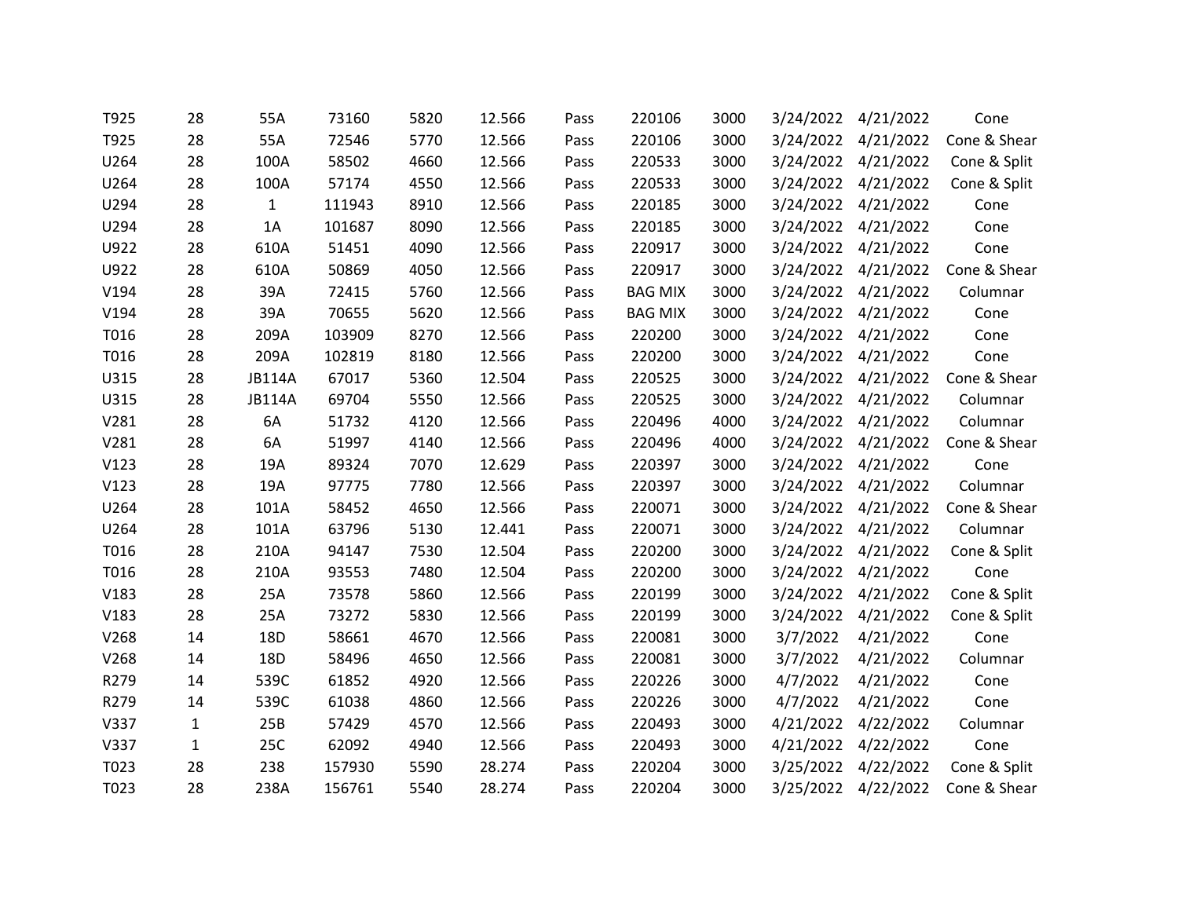| | | | | | | | | | | | |
|---|---|---|---|---|---|---|---|---|---|---|---|
| T925 | 28 | 55A | 73160 | 5820 | 12.566 | Pass | 220106 | 3000 | 3/24/2022 | 4/21/2022 | Cone |
| T925 | 28 | 55A | 72546 | 5770 | 12.566 | Pass | 220106 | 3000 | 3/24/2022 | 4/21/2022 | Cone & Shear |
| U264 | 28 | 100A | 58502 | 4660 | 12.566 | Pass | 220533 | 3000 | 3/24/2022 | 4/21/2022 | Cone & Split |
| U264 | 28 | 100A | 57174 | 4550 | 12.566 | Pass | 220533 | 3000 | 3/24/2022 | 4/21/2022 | Cone & Split |
| U294 | 28 | 1 | 111943 | 8910 | 12.566 | Pass | 220185 | 3000 | 3/24/2022 | 4/21/2022 | Cone |
| U294 | 28 | 1A | 101687 | 8090 | 12.566 | Pass | 220185 | 3000 | 3/24/2022 | 4/21/2022 | Cone |
| U922 | 28 | 610A | 51451 | 4090 | 12.566 | Pass | 220917 | 3000 | 3/24/2022 | 4/21/2022 | Cone |
| U922 | 28 | 610A | 50869 | 4050 | 12.566 | Pass | 220917 | 3000 | 3/24/2022 | 4/21/2022 | Cone & Shear |
| V194 | 28 | 39A | 72415 | 5760 | 12.566 | Pass | BAG MIX | 3000 | 3/24/2022 | 4/21/2022 | Columnar |
| V194 | 28 | 39A | 70655 | 5620 | 12.566 | Pass | BAG MIX | 3000 | 3/24/2022 | 4/21/2022 | Cone |
| T016 | 28 | 209A | 103909 | 8270 | 12.566 | Pass | 220200 | 3000 | 3/24/2022 | 4/21/2022 | Cone |
| T016 | 28 | 209A | 102819 | 8180 | 12.566 | Pass | 220200 | 3000 | 3/24/2022 | 4/21/2022 | Cone |
| U315 | 28 | JB114A | 67017 | 5360 | 12.504 | Pass | 220525 | 3000 | 3/24/2022 | 4/21/2022 | Cone & Shear |
| U315 | 28 | JB114A | 69704 | 5550 | 12.566 | Pass | 220525 | 3000 | 3/24/2022 | 4/21/2022 | Columnar |
| V281 | 28 | 6A | 51732 | 4120 | 12.566 | Pass | 220496 | 4000 | 3/24/2022 | 4/21/2022 | Columnar |
| V281 | 28 | 6A | 51997 | 4140 | 12.566 | Pass | 220496 | 4000 | 3/24/2022 | 4/21/2022 | Cone & Shear |
| V123 | 28 | 19A | 89324 | 7070 | 12.629 | Pass | 220397 | 3000 | 3/24/2022 | 4/21/2022 | Cone |
| V123 | 28 | 19A | 97775 | 7780 | 12.566 | Pass | 220397 | 3000 | 3/24/2022 | 4/21/2022 | Columnar |
| U264 | 28 | 101A | 58452 | 4650 | 12.566 | Pass | 220071 | 3000 | 3/24/2022 | 4/21/2022 | Cone & Shear |
| U264 | 28 | 101A | 63796 | 5130 | 12.441 | Pass | 220071 | 3000 | 3/24/2022 | 4/21/2022 | Columnar |
| T016 | 28 | 210A | 94147 | 7530 | 12.504 | Pass | 220200 | 3000 | 3/24/2022 | 4/21/2022 | Cone & Split |
| T016 | 28 | 210A | 93553 | 7480 | 12.504 | Pass | 220200 | 3000 | 3/24/2022 | 4/21/2022 | Cone |
| V183 | 28 | 25A | 73578 | 5860 | 12.566 | Pass | 220199 | 3000 | 3/24/2022 | 4/21/2022 | Cone & Split |
| V183 | 28 | 25A | 73272 | 5830 | 12.566 | Pass | 220199 | 3000 | 3/24/2022 | 4/21/2022 | Cone & Split |
| V268 | 14 | 18D | 58661 | 4670 | 12.566 | Pass | 220081 | 3000 | 3/7/2022 | 4/21/2022 | Cone |
| V268 | 14 | 18D | 58496 | 4650 | 12.566 | Pass | 220081 | 3000 | 3/7/2022 | 4/21/2022 | Columnar |
| R279 | 14 | 539C | 61852 | 4920 | 12.566 | Pass | 220226 | 3000 | 4/7/2022 | 4/21/2022 | Cone |
| R279 | 14 | 539C | 61038 | 4860 | 12.566 | Pass | 220226 | 3000 | 4/7/2022 | 4/21/2022 | Cone |
| V337 | 1 | 25B | 57429 | 4570 | 12.566 | Pass | 220493 | 3000 | 4/21/2022 | 4/22/2022 | Columnar |
| V337 | 1 | 25C | 62092 | 4940 | 12.566 | Pass | 220493 | 3000 | 4/21/2022 | 4/22/2022 | Cone |
| T023 | 28 | 238 | 157930 | 5590 | 28.274 | Pass | 220204 | 3000 | 3/25/2022 | 4/22/2022 | Cone & Split |
| T023 | 28 | 238A | 156761 | 5540 | 28.274 | Pass | 220204 | 3000 | 3/25/2022 | 4/22/2022 | Cone & Shear |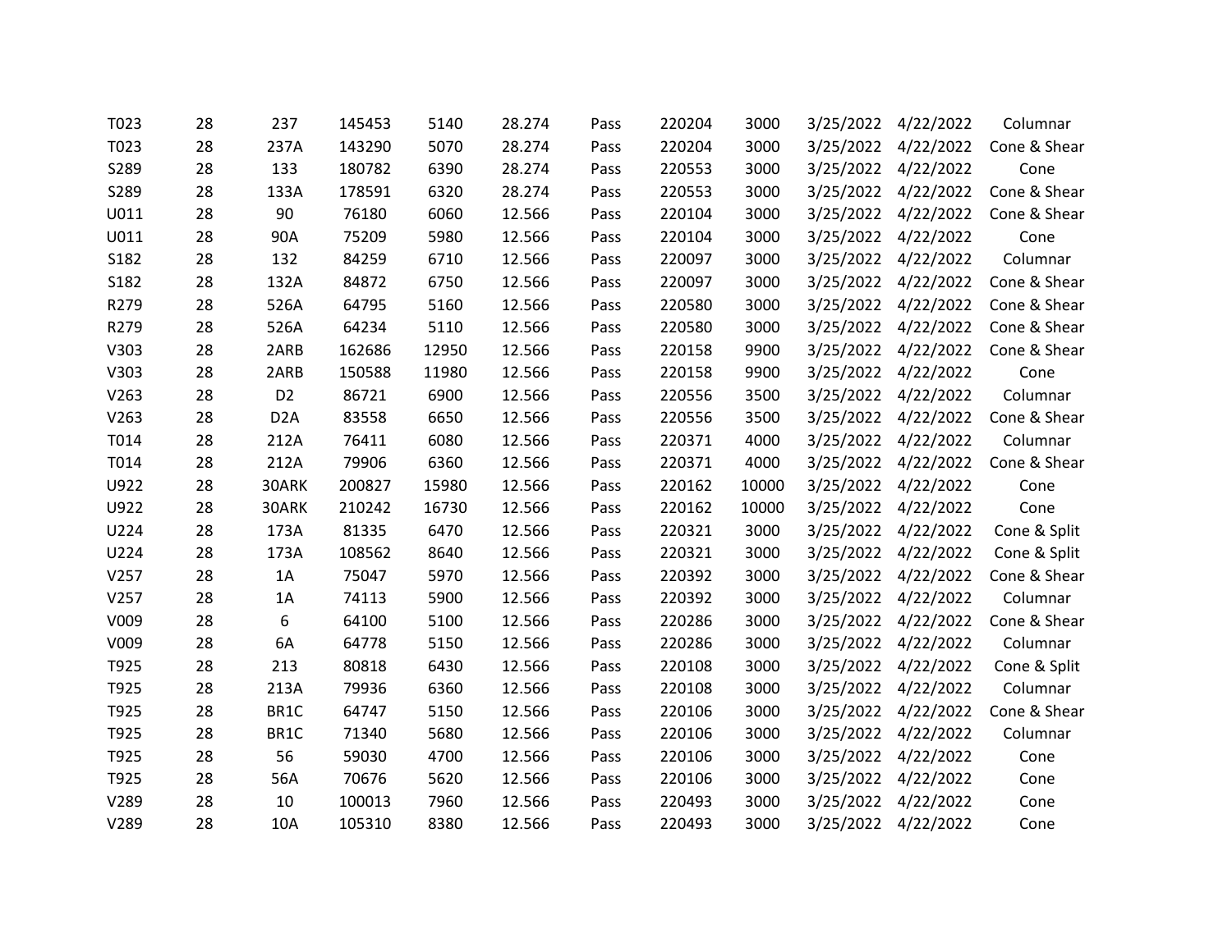| | | | | | | | | | | | |
|---|---|---|---|---|---|---|---|---|---|---|---|
| T023 | 28 | 237 | 145453 | 5140 | 28.274 | Pass | 220204 | 3000 | 3/25/2022 | 4/22/2022 | Columnar |
| T023 | 28 | 237A | 143290 | 5070 | 28.274 | Pass | 220204 | 3000 | 3/25/2022 | 4/22/2022 | Cone & Shear |
| S289 | 28 | 133 | 180782 | 6390 | 28.274 | Pass | 220553 | 3000 | 3/25/2022 | 4/22/2022 | Cone |
| S289 | 28 | 133A | 178591 | 6320 | 28.274 | Pass | 220553 | 3000 | 3/25/2022 | 4/22/2022 | Cone & Shear |
| U011 | 28 | 90 | 76180 | 6060 | 12.566 | Pass | 220104 | 3000 | 3/25/2022 | 4/22/2022 | Cone & Shear |
| U011 | 28 | 90A | 75209 | 5980 | 12.566 | Pass | 220104 | 3000 | 3/25/2022 | 4/22/2022 | Cone |
| S182 | 28 | 132 | 84259 | 6710 | 12.566 | Pass | 220097 | 3000 | 3/25/2022 | 4/22/2022 | Columnar |
| S182 | 28 | 132A | 84872 | 6750 | 12.566 | Pass | 220097 | 3000 | 3/25/2022 | 4/22/2022 | Cone & Shear |
| R279 | 28 | 526A | 64795 | 5160 | 12.566 | Pass | 220580 | 3000 | 3/25/2022 | 4/22/2022 | Cone & Shear |
| R279 | 28 | 526A | 64234 | 5110 | 12.566 | Pass | 220580 | 3000 | 3/25/2022 | 4/22/2022 | Cone & Shear |
| V303 | 28 | 2ARB | 162686 | 12950 | 12.566 | Pass | 220158 | 9900 | 3/25/2022 | 4/22/2022 | Cone & Shear |
| V303 | 28 | 2ARB | 150588 | 11980 | 12.566 | Pass | 220158 | 9900 | 3/25/2022 | 4/22/2022 | Cone |
| V263 | 28 | D2 | 86721 | 6900 | 12.566 | Pass | 220556 | 3500 | 3/25/2022 | 4/22/2022 | Columnar |
| V263 | 28 | D2A | 83558 | 6650 | 12.566 | Pass | 220556 | 3500 | 3/25/2022 | 4/22/2022 | Cone & Shear |
| T014 | 28 | 212A | 76411 | 6080 | 12.566 | Pass | 220371 | 4000 | 3/25/2022 | 4/22/2022 | Columnar |
| T014 | 28 | 212A | 79906 | 6360 | 12.566 | Pass | 220371 | 4000 | 3/25/2022 | 4/22/2022 | Cone & Shear |
| U922 | 28 | 30ARK | 200827 | 15980 | 12.566 | Pass | 220162 | 10000 | 3/25/2022 | 4/22/2022 | Cone |
| U922 | 28 | 30ARK | 210242 | 16730 | 12.566 | Pass | 220162 | 10000 | 3/25/2022 | 4/22/2022 | Cone |
| U224 | 28 | 173A | 81335 | 6470 | 12.566 | Pass | 220321 | 3000 | 3/25/2022 | 4/22/2022 | Cone & Split |
| U224 | 28 | 173A | 108562 | 8640 | 12.566 | Pass | 220321 | 3000 | 3/25/2022 | 4/22/2022 | Cone & Split |
| V257 | 28 | 1A | 75047 | 5970 | 12.566 | Pass | 220392 | 3000 | 3/25/2022 | 4/22/2022 | Cone & Shear |
| V257 | 28 | 1A | 74113 | 5900 | 12.566 | Pass | 220392 | 3000 | 3/25/2022 | 4/22/2022 | Columnar |
| V009 | 28 | 6 | 64100 | 5100 | 12.566 | Pass | 220286 | 3000 | 3/25/2022 | 4/22/2022 | Cone & Shear |
| V009 | 28 | 6A | 64778 | 5150 | 12.566 | Pass | 220286 | 3000 | 3/25/2022 | 4/22/2022 | Columnar |
| T925 | 28 | 213 | 80818 | 6430 | 12.566 | Pass | 220108 | 3000 | 3/25/2022 | 4/22/2022 | Cone & Split |
| T925 | 28 | 213A | 79936 | 6360 | 12.566 | Pass | 220108 | 3000 | 3/25/2022 | 4/22/2022 | Columnar |
| T925 | 28 | BR1C | 64747 | 5150 | 12.566 | Pass | 220106 | 3000 | 3/25/2022 | 4/22/2022 | Cone & Shear |
| T925 | 28 | BR1C | 71340 | 5680 | 12.566 | Pass | 220106 | 3000 | 3/25/2022 | 4/22/2022 | Columnar |
| T925 | 28 | 56 | 59030 | 4700 | 12.566 | Pass | 220106 | 3000 | 3/25/2022 | 4/22/2022 | Cone |
| T925 | 28 | 56A | 70676 | 5620 | 12.566 | Pass | 220106 | 3000 | 3/25/2022 | 4/22/2022 | Cone |
| V289 | 28 | 10 | 100013 | 7960 | 12.566 | Pass | 220493 | 3000 | 3/25/2022 | 4/22/2022 | Cone |
| V289 | 28 | 10A | 105310 | 8380 | 12.566 | Pass | 220493 | 3000 | 3/25/2022 | 4/22/2022 | Cone |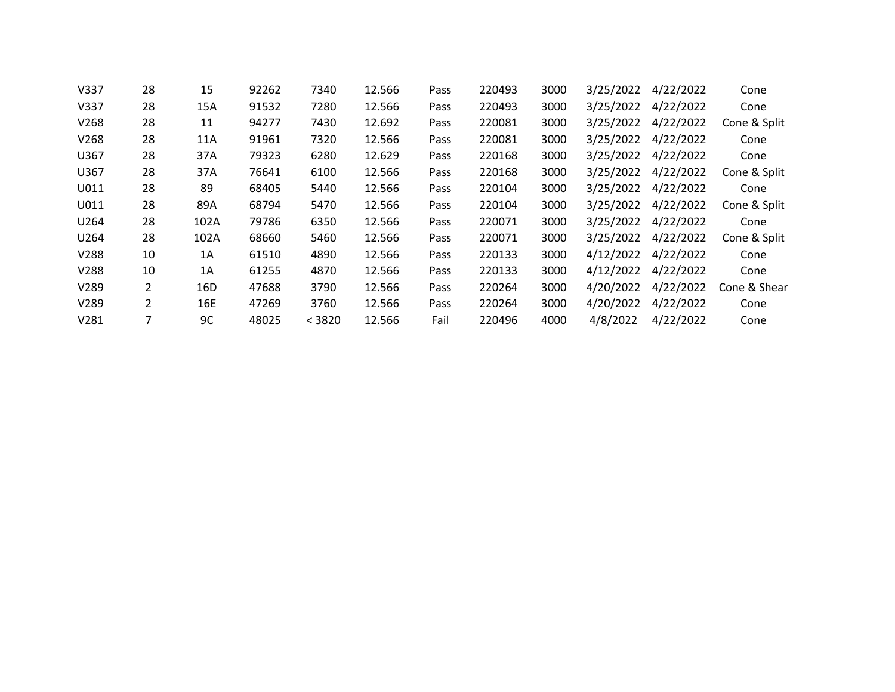| | | | | | | | | | | | |
|---|---|---|---|---|---|---|---|---|---|---|---|
| V337 | 28 | 15 | 92262 | 7340 | 12.566 | Pass | 220493 | 3000 | 3/25/2022 | 4/22/2022 | Cone |
| V337 | 28 | 15A | 91532 | 7280 | 12.566 | Pass | 220493 | 3000 | 3/25/2022 | 4/22/2022 | Cone |
| V268 | 28 | 11 | 94277 | 7430 | 12.692 | Pass | 220081 | 3000 | 3/25/2022 | 4/22/2022 | Cone & Split |
| V268 | 28 | 11A | 91961 | 7320 | 12.566 | Pass | 220081 | 3000 | 3/25/2022 | 4/22/2022 | Cone |
| U367 | 28 | 37A | 79323 | 6280 | 12.629 | Pass | 220168 | 3000 | 3/25/2022 | 4/22/2022 | Cone |
| U367 | 28 | 37A | 76641 | 6100 | 12.566 | Pass | 220168 | 3000 | 3/25/2022 | 4/22/2022 | Cone & Split |
| U011 | 28 | 89 | 68405 | 5440 | 12.566 | Pass | 220104 | 3000 | 3/25/2022 | 4/22/2022 | Cone |
| U011 | 28 | 89A | 68794 | 5470 | 12.566 | Pass | 220104 | 3000 | 3/25/2022 | 4/22/2022 | Cone & Split |
| U264 | 28 | 102A | 79786 | 6350 | 12.566 | Pass | 220071 | 3000 | 3/25/2022 | 4/22/2022 | Cone |
| U264 | 28 | 102A | 68660 | 5460 | 12.566 | Pass | 220071 | 3000 | 3/25/2022 | 4/22/2022 | Cone & Split |
| V288 | 10 | 1A | 61510 | 4890 | 12.566 | Pass | 220133 | 3000 | 4/12/2022 | 4/22/2022 | Cone |
| V288 | 10 | 1A | 61255 | 4870 | 12.566 | Pass | 220133 | 3000 | 4/12/2022 | 4/22/2022 | Cone |
| V289 | 2 | 16D | 47688 | 3790 | 12.566 | Pass | 220264 | 3000 | 4/20/2022 | 4/22/2022 | Cone & Shear |
| V289 | 2 | 16E | 47269 | 3760 | 12.566 | Pass | 220264 | 3000 | 4/20/2022 | 4/22/2022 | Cone |
| V281 | 7 | 9C | 48025 | < 3820 | 12.566 | Fail | 220496 | 4000 | 4/8/2022 | 4/22/2022 | Cone |